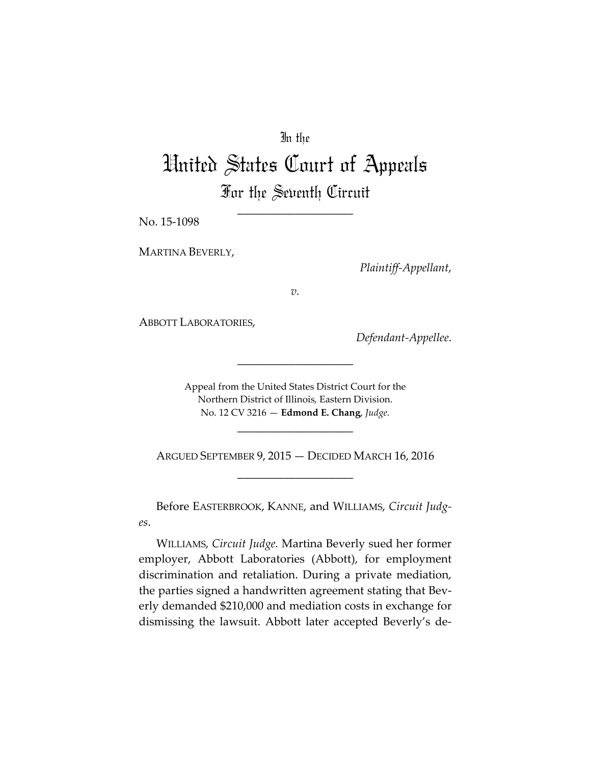In the

# United States Court of Appeals

## For the Seventh Circuit

---

No. 15-1098

MARTINA BEVERLY,

*Plaintiff-Appellant*,

*v.*

ABBOTT LABORATORIES,

*Defendant-Appellee*.

---

Appeal from the United States District Court for the Northern District of Illinois, Eastern Division.
No. 12 CV 3216 — **Edmond E. Chang**, *Judge.*

---

ARGUED SEPTEMBER 9, 2015 — DECIDED MARCH 16, 2016

---

Before EASTERBROOK, KANNE, and WILLIAMS, *Circuit Judges*.

WILLIAMS, *Circuit Judge.* Martina Beverly sued her former employer, Abbott Laboratories (Abbott), for employment discrimination and retaliation. During a private mediation, the parties signed a handwritten agreement stating that Beverly demanded $210,000 and mediation costs in exchange for dismissing the lawsuit. Abbott later accepted Beverly's de-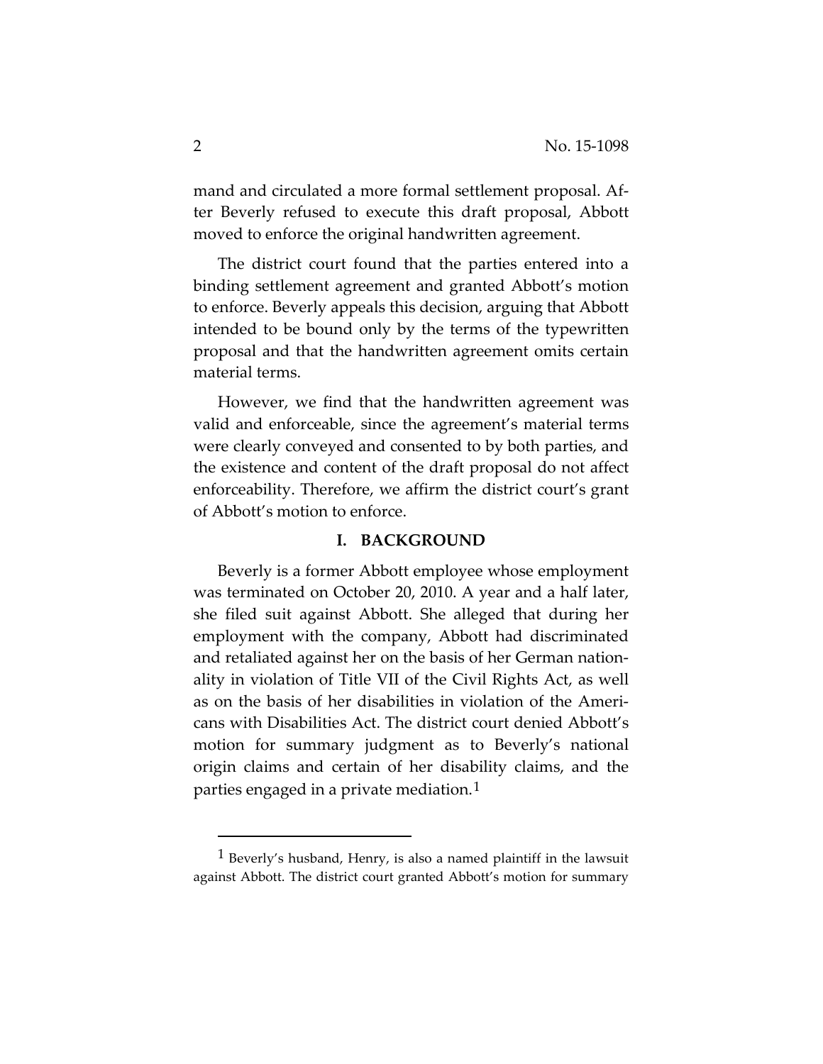mand and circulated a more formal settlement proposal. After Beverly refused to execute this draft proposal, Abbott moved to enforce the original handwritten agreement.

The district court found that the parties entered into a binding settlement agreement and granted Abbott's motion to enforce. Beverly appeals this decision, arguing that Abbott intended to be bound only by the terms of the typewritten proposal and that the handwritten agreement omits certain material terms.

However, we find that the handwritten agreement was valid and enforceable, since the agreement's material terms were clearly conveyed and consented to by both parties, and the existence and content of the draft proposal do not affect enforceability. Therefore, we affirm the district court's grant of Abbott's motion to enforce.

## I. BACKGROUND

Beverly is a former Abbott employee whose employment was terminated on October 20, 2010. A year and a half later, she filed suit against Abbott. She alleged that during her employment with the company, Abbott had discriminated and retaliated against her on the basis of her German nationality in violation of Title VII of the Civil Rights Act, as well as on the basis of her disabilities in violation of the Americans with Disabilities Act. The district court denied Abbott's motion for summary judgment as to Beverly's national origin claims and certain of her disability claims, and the parties engaged in a private mediation.[1]

[1] Beverly's husband, Henry, is also a named plaintiff in the lawsuit against Abbott. The district court granted Abbott's motion for summary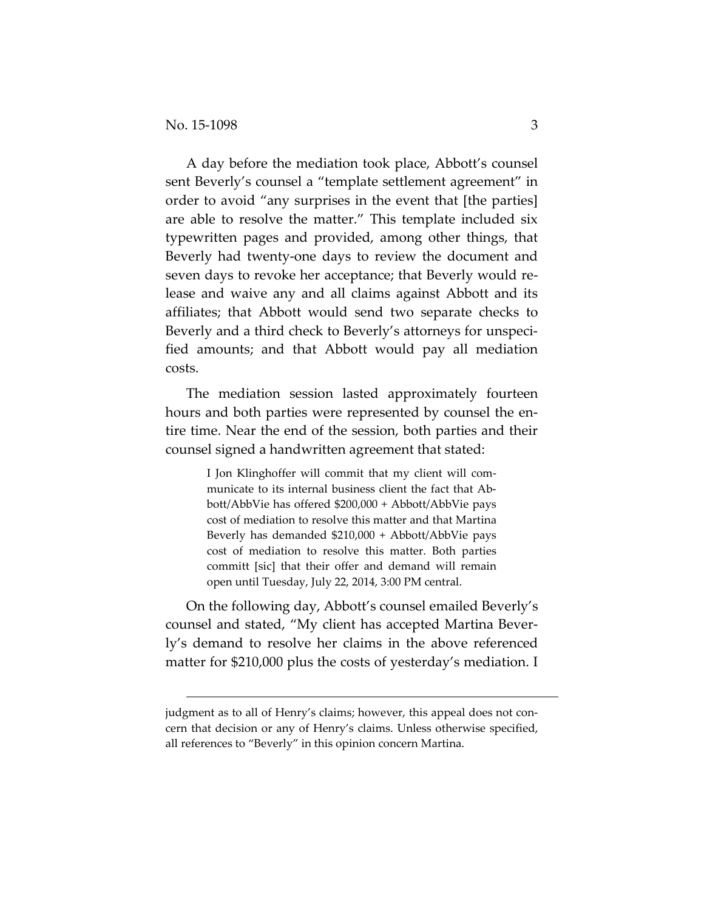A day before the mediation took place, Abbott's counsel sent Beverly's counsel a "template settlement agreement" in order to avoid "any surprises in the event that [the parties] are able to resolve the matter." This template included six typewritten pages and provided, among other things, that Beverly had twenty-one days to review the document and seven days to revoke her acceptance; that Beverly would release and waive any and all claims against Abbott and its affiliates; that Abbott would send two separate checks to Beverly and a third check to Beverly's attorneys for unspecified amounts; and that Abbott would pay all mediation costs.

The mediation session lasted approximately fourteen hours and both parties were represented by counsel the entire time. Near the end of the session, both parties and their counsel signed a handwritten agreement that stated:

> I Jon Klinghoffer will commit that my client will communicate to its internal business client the fact that Abbott/AbbVie has offered $200,000 + Abbott/AbbVie pays cost of mediation to resolve this matter and that Martina Beverly has demanded $210,000 + Abbott/AbbVie pays cost of mediation to resolve this matter. Both parties committ [sic] that their offer and demand will remain open until Tuesday, July 22, 2014, 3:00 PM central.

On the following day, Abbott's counsel emailed Beverly's counsel and stated, "My client has accepted Martina Beverly's demand to resolve her claims in the above referenced matter for $210,000 plus the costs of yesterday's mediation. I

judgment as to all of Henry's claims; however, this appeal does not concern that decision or any of Henry's claims. Unless otherwise specified, all references to "Beverly" in this opinion concern Martina.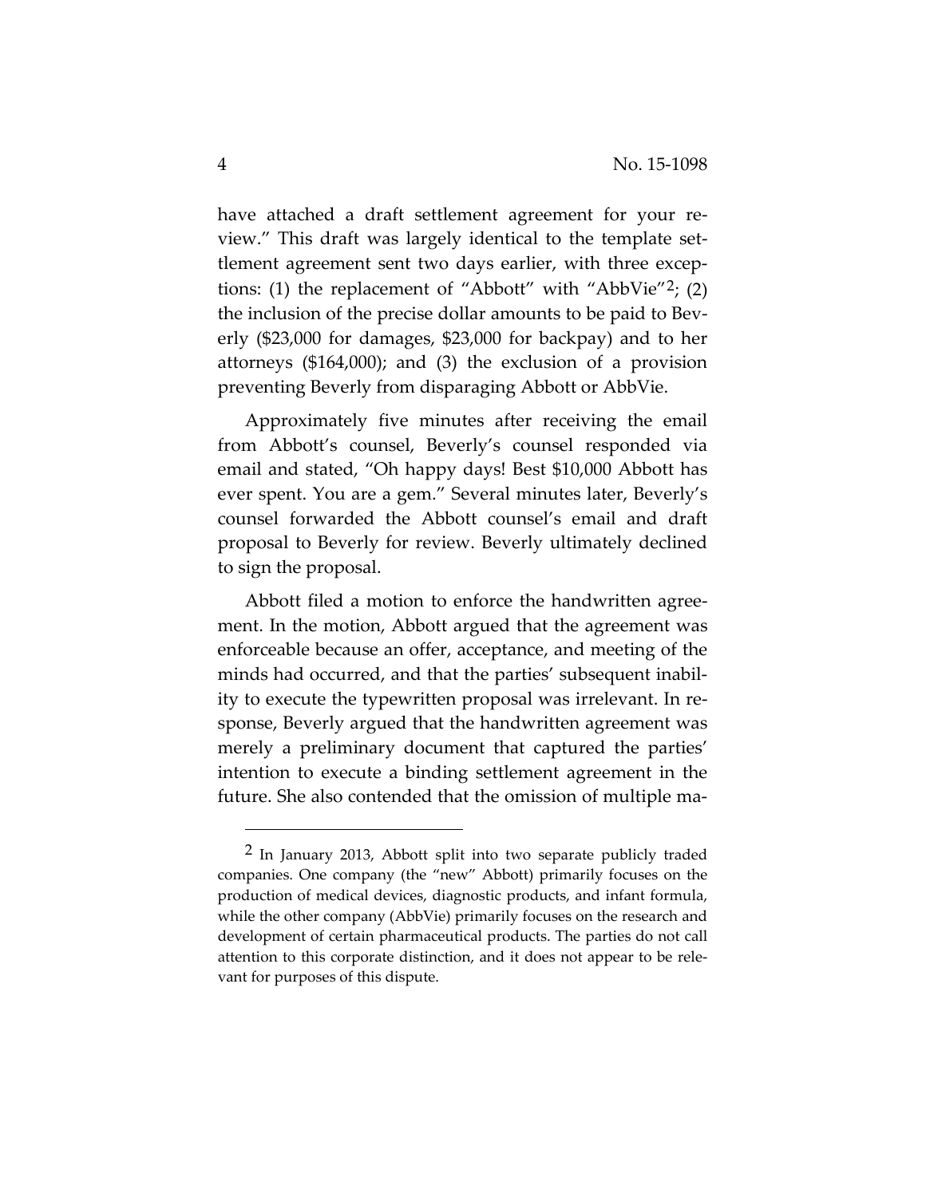have attached a draft settlement agreement for your review." This draft was largely identical to the template settlement agreement sent two days earlier, with three exceptions: (1) the replacement of "Abbott" with "AbbVie"[2]; (2) the inclusion of the precise dollar amounts to be paid to Beverly ($23,000 for damages, $23,000 for backpay) and to her attorneys ($164,000); and (3) the exclusion of a provision preventing Beverly from disparaging Abbott or AbbVie.

Approximately five minutes after receiving the email from Abbott's counsel, Beverly's counsel responded via email and stated, "Oh happy days! Best $10,000 Abbott has ever spent. You are a gem." Several minutes later, Beverly's counsel forwarded the Abbott counsel's email and draft proposal to Beverly for review. Beverly ultimately declined to sign the proposal.

Abbott filed a motion to enforce the handwritten agreement. In the motion, Abbott argued that the agreement was enforceable because an offer, acceptance, and meeting of the minds had occurred, and that the parties' subsequent inability to execute the typewritten proposal was irrelevant. In response, Beverly argued that the handwritten agreement was merely a preliminary document that captured the parties' intention to execute a binding settlement agreement in the future. She also contended that the omission of multiple ma-

---

[2] In January 2013, Abbott split into two separate publicly traded companies. One company (the "new" Abbott) primarily focuses on the production of medical devices, diagnostic products, and infant formula, while the other company (AbbVie) primarily focuses on the research and development of certain pharmaceutical products. The parties do not call attention to this corporate distinction, and it does not appear to be relevant for purposes of this dispute.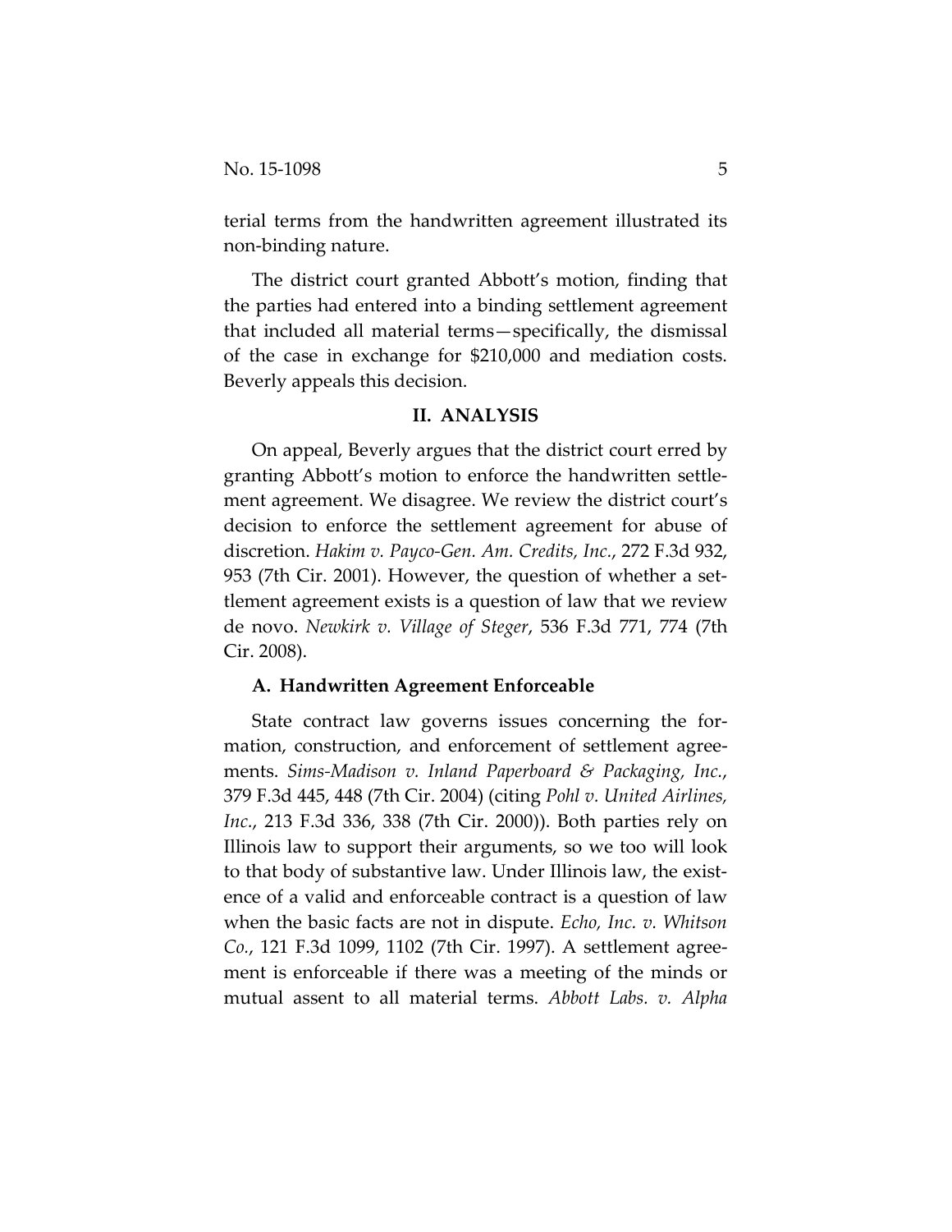terial terms from the handwritten agreement illustrated its non-binding nature.

The district court granted Abbott's motion, finding that the parties had entered into a binding settlement agreement that included all material terms—specifically, the dismissal of the case in exchange for $210,000 and mediation costs. Beverly appeals this decision.

## II. ANALYSIS

On appeal, Beverly argues that the district court erred by granting Abbott's motion to enforce the handwritten settlement agreement. We disagree. We review the district court's decision to enforce the settlement agreement for abuse of discretion. *Hakim v. Payco-Gen. Am. Credits, Inc.*, 272 F.3d 932, 953 (7th Cir. 2001). However, the question of whether a settlement agreement exists is a question of law that we review de novo. *Newkirk v. Village of Steger*, 536 F.3d 771, 774 (7th Cir. 2008).

### A. Handwritten Agreement Enforceable

State contract law governs issues concerning the formation, construction, and enforcement of settlement agreements. *Sims-Madison v. Inland Paperboard & Packaging, Inc.*, 379 F.3d 445, 448 (7th Cir. 2004) (citing *Pohl v. United Airlines, Inc.*, 213 F.3d 336, 338 (7th Cir. 2000)). Both parties rely on Illinois law to support their arguments, so we too will look to that body of substantive law. Under Illinois law, the existence of a valid and enforceable contract is a question of law when the basic facts are not in dispute. *Echo, Inc. v. Whitson Co.*, 121 F.3d 1099, 1102 (7th Cir. 1997). A settlement agreement is enforceable if there was a meeting of the minds or mutual assent to all material terms. *Abbott Labs. v. Alpha*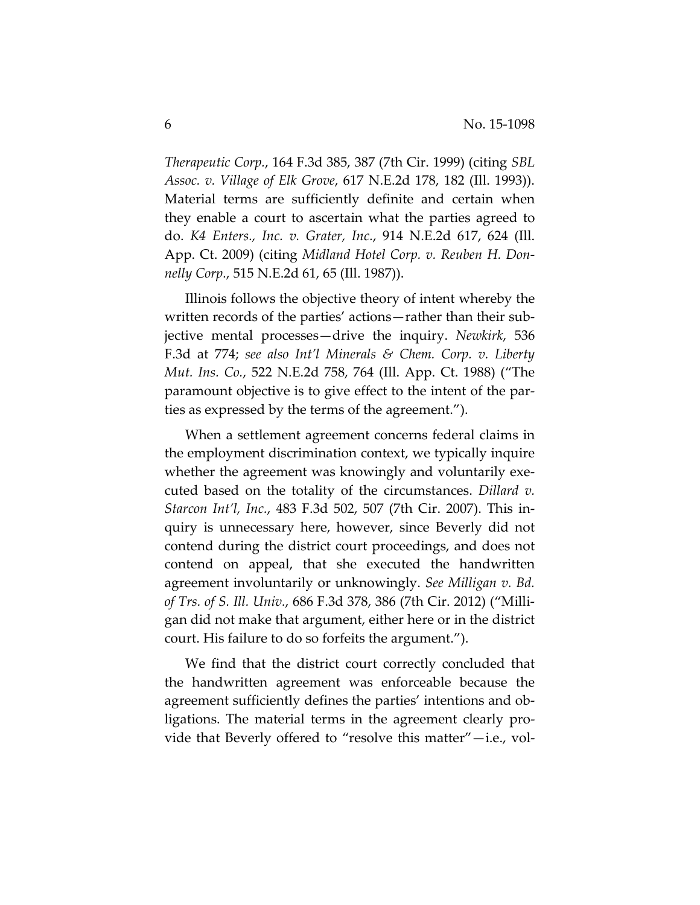*Therapeutic Corp.*, 164 F.3d 385, 387 (7th Cir. 1999) (citing *SBL Assoc. v. Village of Elk Grove*, 617 N.E.2d 178, 182 (Ill. 1993)). Material terms are sufficiently definite and certain when they enable a court to ascertain what the parties agreed to do. *K4 Enters., Inc. v. Grater, Inc.*, 914 N.E.2d 617, 624 (Ill. App. Ct. 2009) (citing *Midland Hotel Corp. v. Reuben H. Donnelly Corp.*, 515 N.E.2d 61, 65 (Ill. 1987)).

Illinois follows the objective theory of intent whereby the written records of the parties' actions—rather than their subjective mental processes—drive the inquiry. *Newkirk*, 536 F.3d at 774; *see also Int'l Minerals & Chem. Corp. v. Liberty Mut. Ins. Co.*, 522 N.E.2d 758, 764 (Ill. App. Ct. 1988) ("The paramount objective is to give effect to the intent of the parties as expressed by the terms of the agreement.").

When a settlement agreement concerns federal claims in the employment discrimination context, we typically inquire whether the agreement was knowingly and voluntarily executed based on the totality of the circumstances. *Dillard v. Starcon Int'l, Inc.*, 483 F.3d 502, 507 (7th Cir. 2007). This inquiry is unnecessary here, however, since Beverly did not contend during the district court proceedings, and does not contend on appeal, that she executed the handwritten agreement involuntarily or unknowingly. *See Milligan v. Bd. of Trs. of S. Ill. Univ.*, 686 F.3d 378, 386 (7th Cir. 2012) ("Milligan did not make that argument, either here or in the district court. His failure to do so forfeits the argument.").

We find that the district court correctly concluded that the handwritten agreement was enforceable because the agreement sufficiently defines the parties' intentions and obligations. The material terms in the agreement clearly provide that Beverly offered to "resolve this matter"—i.e., vol-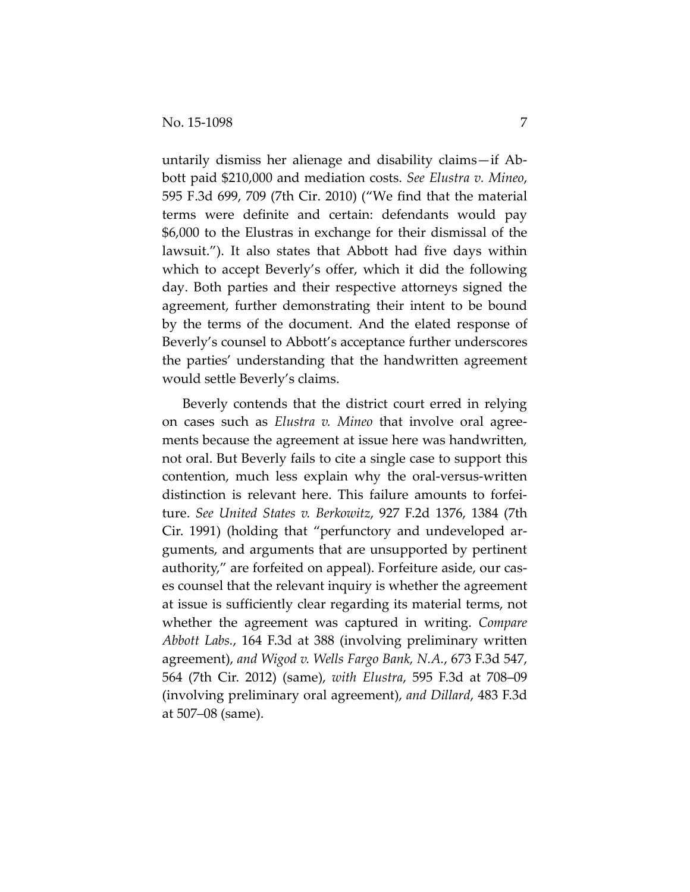untarily dismiss her alienage and disability claims—if Abbott paid $210,000 and mediation costs. *See Elustra v. Mineo*, 595 F.3d 699, 709 (7th Cir. 2010) ("We find that the material terms were definite and certain: defendants would pay $6,000 to the Elustras in exchange for their dismissal of the lawsuit."). It also states that Abbott had five days within which to accept Beverly's offer, which it did the following day. Both parties and their respective attorneys signed the agreement, further demonstrating their intent to be bound by the terms of the document. And the elated response of Beverly's counsel to Abbott's acceptance further underscores the parties' understanding that the handwritten agreement would settle Beverly's claims.

Beverly contends that the district court erred in relying on cases such as *Elustra v. Mineo* that involve oral agreements because the agreement at issue here was handwritten, not oral. But Beverly fails to cite a single case to support this contention, much less explain why the oral-versus-written distinction is relevant here. This failure amounts to forfeiture. *See United States v. Berkowitz*, 927 F.2d 1376, 1384 (7th Cir. 1991) (holding that "perfunctory and undeveloped arguments, and arguments that are unsupported by pertinent authority," are forfeited on appeal). Forfeiture aside, our cases counsel that the relevant inquiry is whether the agreement at issue is sufficiently clear regarding its material terms, not whether the agreement was captured in writing. *Compare Abbott Labs.*, 164 F.3d at 388 (involving preliminary written agreement), *and Wigod v. Wells Fargo Bank, N.A.*, 673 F.3d 547, 564 (7th Cir. 2012) (same), *with Elustra*, 595 F.3d at 708–09 (involving preliminary oral agreement), *and Dillard*, 483 F.3d at 507–08 (same).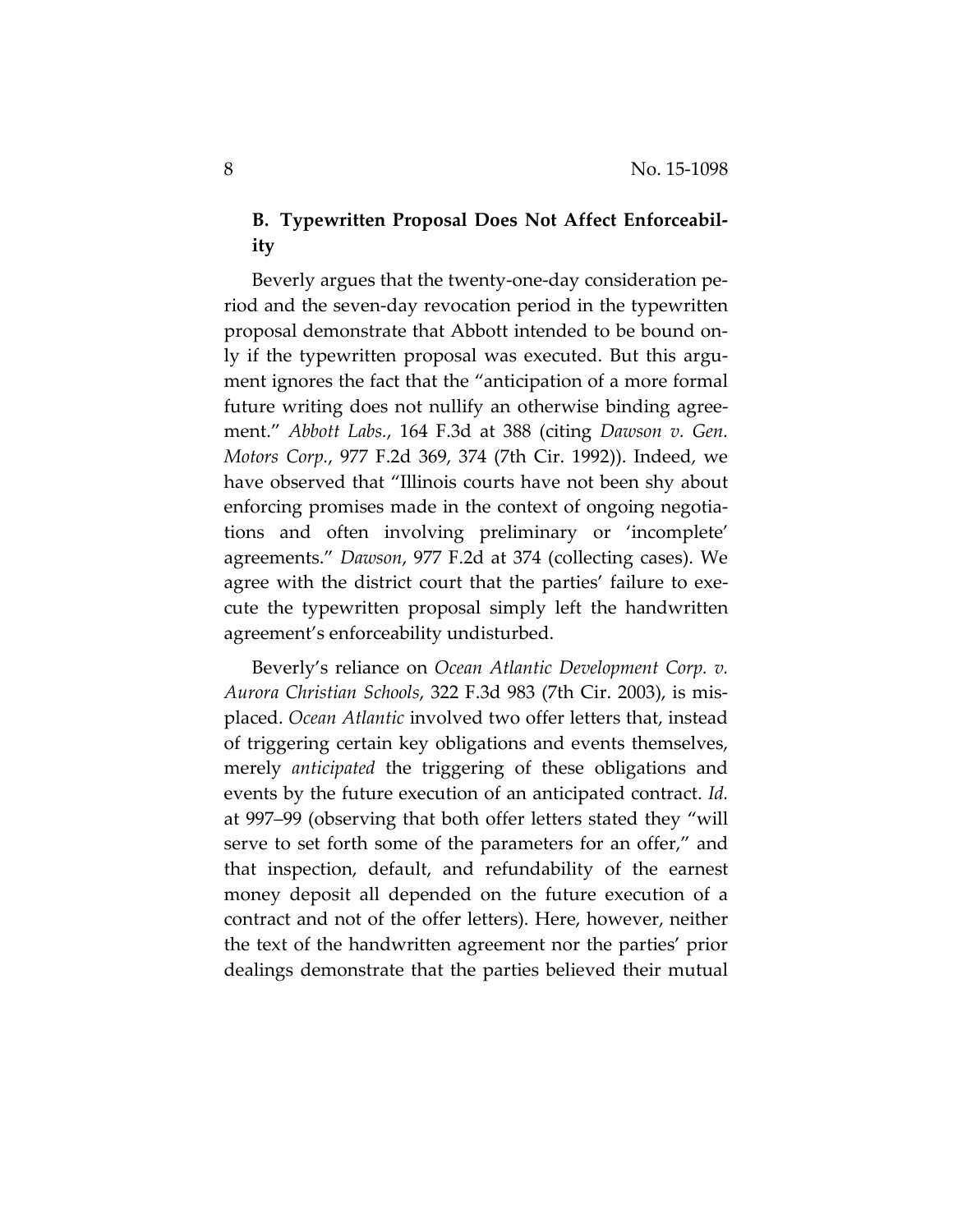### B. Typewritten Proposal Does Not Affect Enforceability

Beverly argues that the twenty-one-day consideration period and the seven-day revocation period in the typewritten proposal demonstrate that Abbott intended to be bound only if the typewritten proposal was executed. But this argument ignores the fact that the "anticipation of a more formal future writing does not nullify an otherwise binding agreement." *Abbott Labs.*, 164 F.3d at 388 (citing *Dawson v. Gen. Motors Corp.*, 977 F.2d 369, 374 (7th Cir. 1992)). Indeed, we have observed that "Illinois courts have not been shy about enforcing promises made in the context of ongoing negotiations and often involving preliminary or 'incomplete' agreements." *Dawson*, 977 F.2d at 374 (collecting cases). We agree with the district court that the parties' failure to execute the typewritten proposal simply left the handwritten agreement's enforceability undisturbed.

Beverly's reliance on *Ocean Atlantic Development Corp. v. Aurora Christian Schools*, 322 F.3d 983 (7th Cir. 2003), is misplaced. *Ocean Atlantic* involved two offer letters that, instead of triggering certain key obligations and events themselves, merely *anticipated* the triggering of these obligations and events by the future execution of an anticipated contract. *Id.* at 997–99 (observing that both offer letters stated they "will serve to set forth some of the parameters for an offer," and that inspection, default, and refundability of the earnest money deposit all depended on the future execution of a contract and not of the offer letters). Here, however, neither the text of the handwritten agreement nor the parties' prior dealings demonstrate that the parties believed their mutual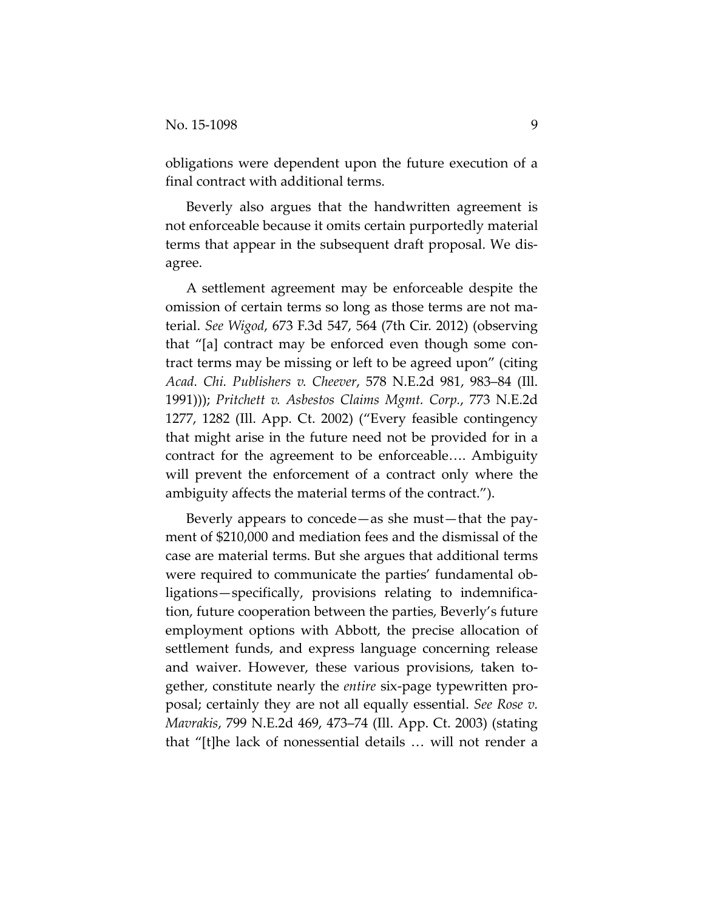obligations were dependent upon the future execution of a final contract with additional terms.

Beverly also argues that the handwritten agreement is not enforceable because it omits certain purportedly material terms that appear in the subsequent draft proposal. We disagree.

A settlement agreement may be enforceable despite the omission of certain terms so long as those terms are not material. *See Wigod*, 673 F.3d 547, 564 (7th Cir. 2012) (observing that "[a] contract may be enforced even though some contract terms may be missing or left to be agreed upon" (citing *Acad. Chi. Publishers v. Cheever*, 578 N.E.2d 981, 983–84 (Ill. 1991))); *Pritchett v. Asbestos Claims Mgmt. Corp.*, 773 N.E.2d 1277, 1282 (Ill. App. Ct. 2002) ("Every feasible contingency that might arise in the future need not be provided for in a contract for the agreement to be enforceable…. Ambiguity will prevent the enforcement of a contract only where the ambiguity affects the material terms of the contract.").

Beverly appears to concede—as she must—that the payment of $210,000 and mediation fees and the dismissal of the case are material terms. But she argues that additional terms were required to communicate the parties' fundamental obligations—specifically, provisions relating to indemnification, future cooperation between the parties, Beverly's future employment options with Abbott, the precise allocation of settlement funds, and express language concerning release and waiver. However, these various provisions, taken together, constitute nearly the *entire* six-page typewritten proposal; certainly they are not all equally essential. *See Rose v. Mavrakis*, 799 N.E.2d 469, 473–74 (Ill. App. Ct. 2003) (stating that "[t]he lack of nonessential details … will not render a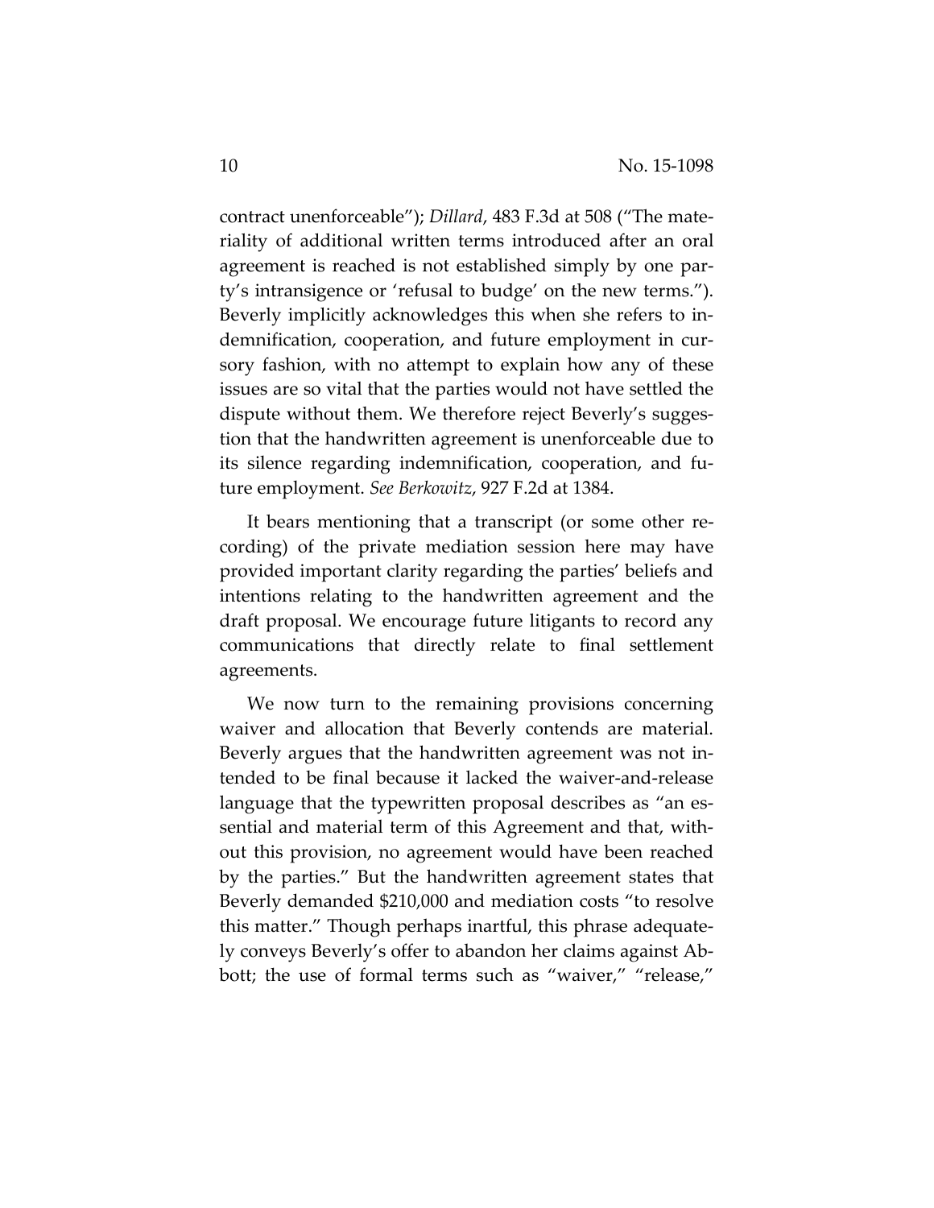contract unenforceable"); *Dillard*, 483 F.3d at 508 ("The materiality of additional written terms introduced after an oral agreement is reached is not established simply by one party's intransigence or 'refusal to budge' on the new terms."). Beverly implicitly acknowledges this when she refers to indemnification, cooperation, and future employment in cursory fashion, with no attempt to explain how any of these issues are so vital that the parties would not have settled the dispute without them. We therefore reject Beverly's suggestion that the handwritten agreement is unenforceable due to its silence regarding indemnification, cooperation, and future employment. *See Berkowitz*, 927 F.2d at 1384.

It bears mentioning that a transcript (or some other recording) of the private mediation session here may have provided important clarity regarding the parties' beliefs and intentions relating to the handwritten agreement and the draft proposal. We encourage future litigants to record any communications that directly relate to final settlement agreements.

We now turn to the remaining provisions concerning waiver and allocation that Beverly contends are material. Beverly argues that the handwritten agreement was not intended to be final because it lacked the waiver-and-release language that the typewritten proposal describes as "an essential and material term of this Agreement and that, without this provision, no agreement would have been reached by the parties." But the handwritten agreement states that Beverly demanded $210,000 and mediation costs "to resolve this matter." Though perhaps inartful, this phrase adequately conveys Beverly's offer to abandon her claims against Abbott; the use of formal terms such as "waiver," "release,"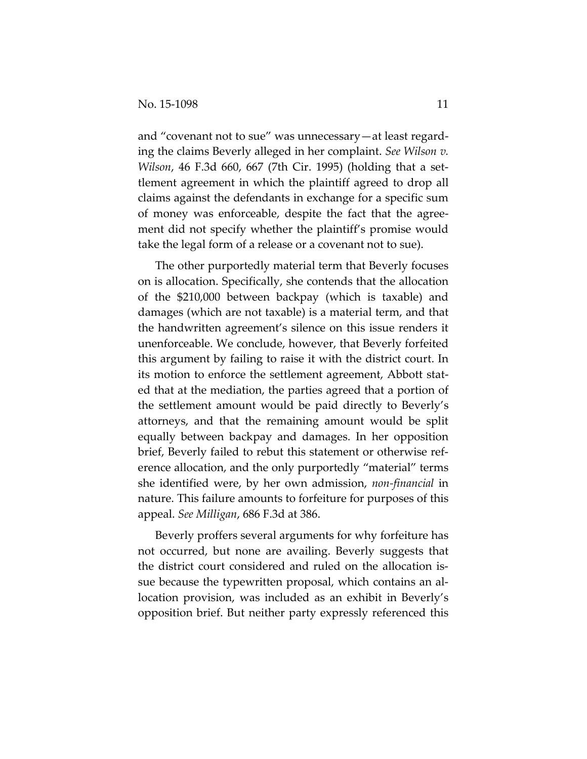and "covenant not to sue" was unnecessary—at least regarding the claims Beverly alleged in her complaint. *See Wilson v. Wilson*, 46 F.3d 660, 667 (7th Cir. 1995) (holding that a settlement agreement in which the plaintiff agreed to drop all claims against the defendants in exchange for a specific sum of money was enforceable, despite the fact that the agreement did not specify whether the plaintiff's promise would take the legal form of a release or a covenant not to sue).

The other purportedly material term that Beverly focuses on is allocation. Specifically, she contends that the allocation of the $210,000 between backpay (which is taxable) and damages (which are not taxable) is a material term, and that the handwritten agreement's silence on this issue renders it unenforceable. We conclude, however, that Beverly forfeited this argument by failing to raise it with the district court. In its motion to enforce the settlement agreement, Abbott stated that at the mediation, the parties agreed that a portion of the settlement amount would be paid directly to Beverly's attorneys, and that the remaining amount would be split equally between backpay and damages. In her opposition brief, Beverly failed to rebut this statement or otherwise reference allocation, and the only purportedly "material" terms she identified were, by her own admission, *non-financial* in nature. This failure amounts to forfeiture for purposes of this appeal. *See Milligan*, 686 F.3d at 386.

Beverly proffers several arguments for why forfeiture has not occurred, but none are availing. Beverly suggests that the district court considered and ruled on the allocation issue because the typewritten proposal, which contains an allocation provision, was included as an exhibit in Beverly's opposition brief. But neither party expressly referenced this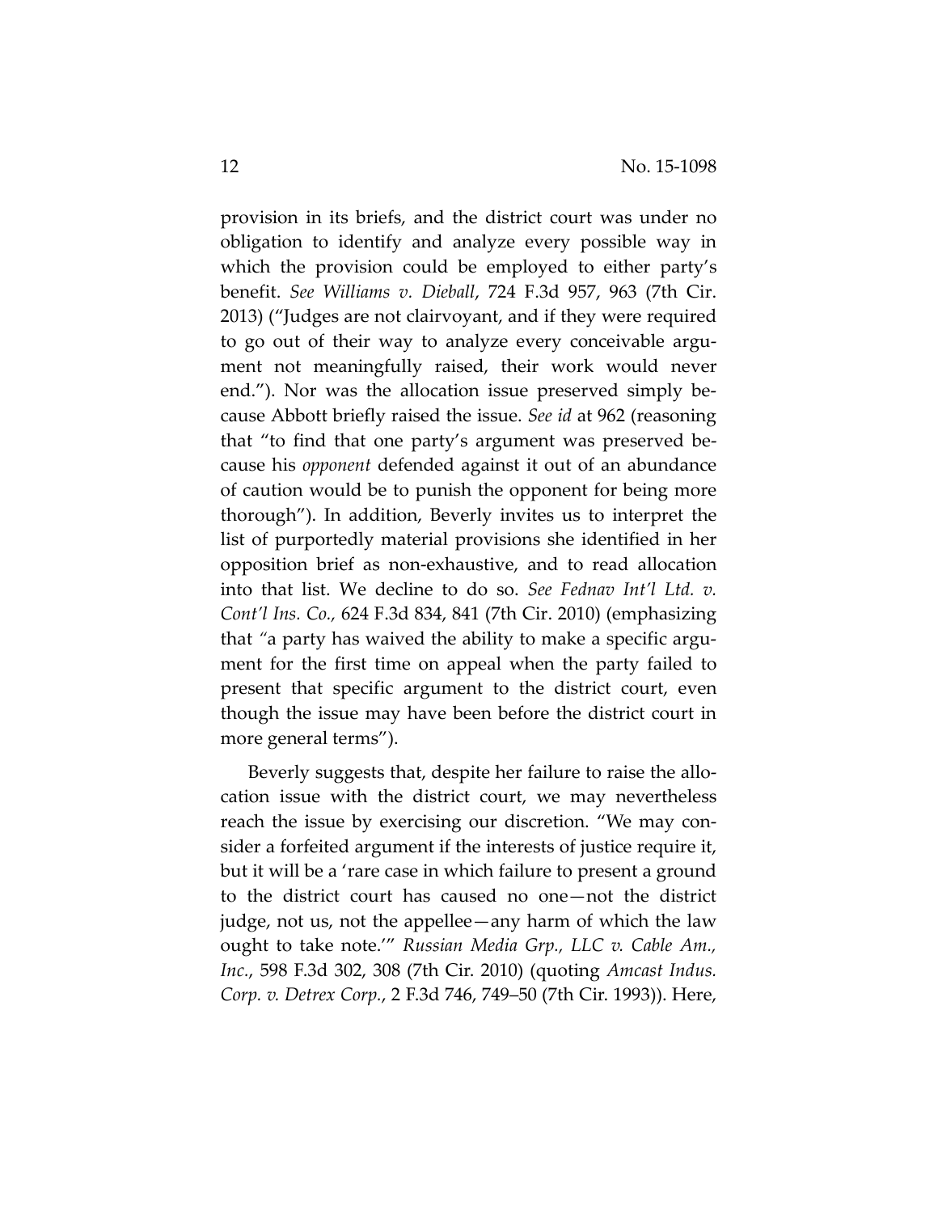provision in its briefs, and the district court was under no obligation to identify and analyze every possible way in which the provision could be employed to either party's benefit. *See Williams v. Dieball*, 724 F.3d 957, 963 (7th Cir. 2013) ("Judges are not clairvoyant, and if they were required to go out of their way to analyze every conceivable argument not meaningfully raised, their work would never end."). Nor was the allocation issue preserved simply because Abbott briefly raised the issue. *See id* at 962 (reasoning that "to find that one party's argument was preserved because his *opponent* defended against it out of an abundance of caution would be to punish the opponent for being more thorough"). In addition, Beverly invites us to interpret the list of purportedly material provisions she identified in her opposition brief as non-exhaustive, and to read allocation into that list. We decline to do so. *See Fednav Int'l Ltd. v. Cont'l Ins. Co.,* 624 F.3d 834, 841 (7th Cir. 2010) (emphasizing that "a party has waived the ability to make a specific argument for the first time on appeal when the party failed to present that specific argument to the district court, even though the issue may have been before the district court in more general terms").

Beverly suggests that, despite her failure to raise the allocation issue with the district court, we may nevertheless reach the issue by exercising our discretion. "We may consider a forfeited argument if the interests of justice require it, but it will be a 'rare case in which failure to present a ground to the district court has caused no one—not the district judge, not us, not the appellee—any harm of which the law ought to take note.'" *Russian Media Grp., LLC v. Cable Am., Inc.*, 598 F.3d 302, 308 (7th Cir. 2010) (quoting *Amcast Indus. Corp. v. Detrex Corp.*, 2 F.3d 746, 749–50 (7th Cir. 1993)). Here,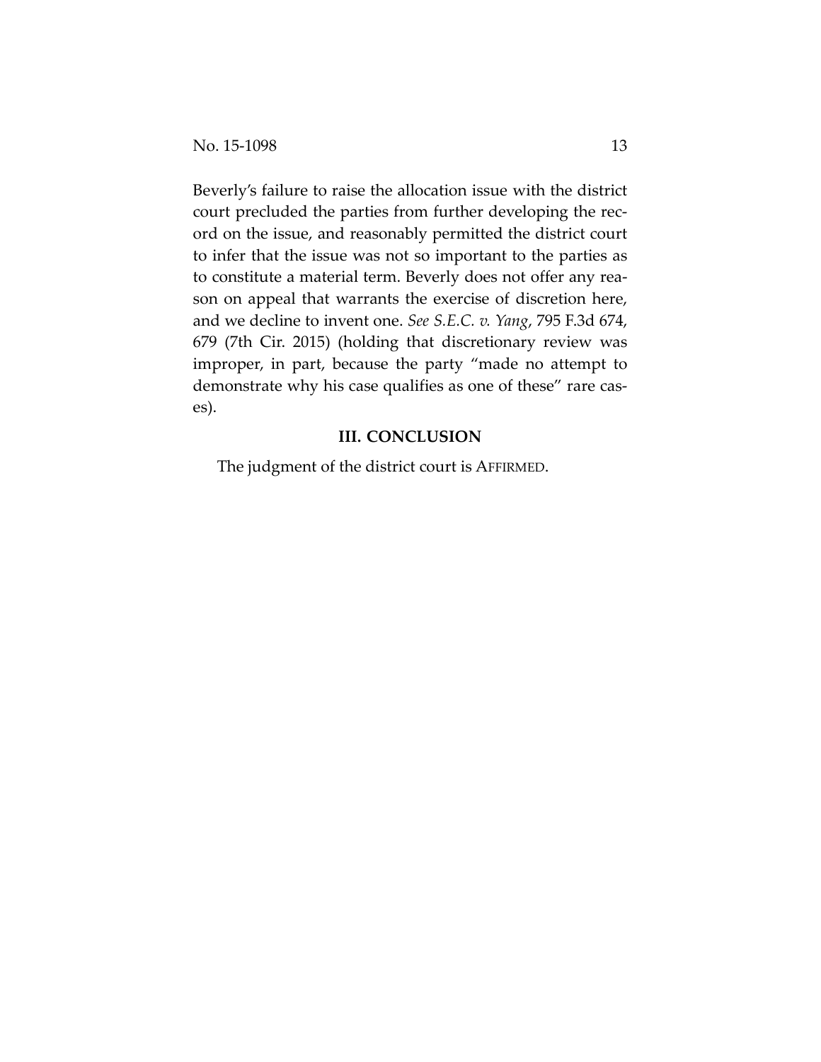Beverly's failure to raise the allocation issue with the district court precluded the parties from further developing the record on the issue, and reasonably permitted the district court to infer that the issue was not so important to the parties as to constitute a material term. Beverly does not offer any reason on appeal that warrants the exercise of discretion here, and we decline to invent one. *See S.E.C. v. Yang*, 795 F.3d 674, 679 (7th Cir. 2015) (holding that discretionary review was improper, in part, because the party "made no attempt to demonstrate why his case qualifies as one of these" rare cases).

## III. CONCLUSION

The judgment of the district court is AFFIRMED.